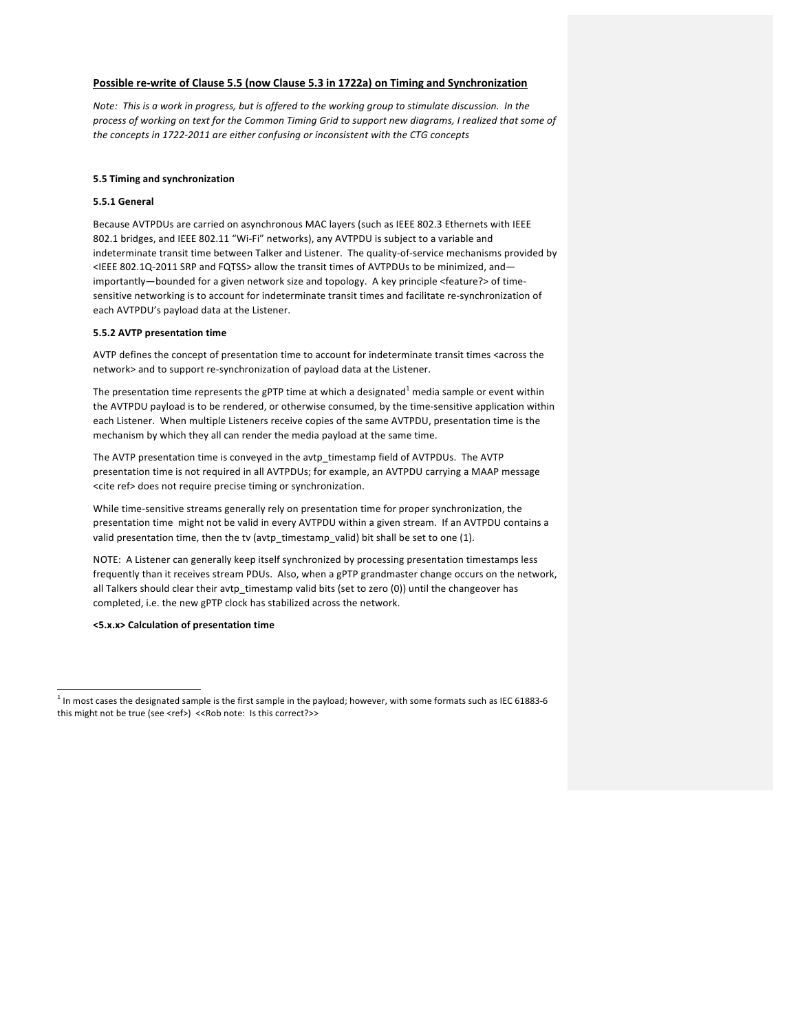**Possible re-write of Clause 5.5 (now Clause 5.3 in 1722a) on Timing and Synchronization**

*Note: This is a work in progress, but is offered to the working group to stimulate discussion. In the process of working on text for the Common Timing Grid to support new diagrams, I realized that some of the concepts in 1722-2011 are either confusing or inconsistent with the CTG concepts*

**5.5 Timing and synchronization**

**5.5.1 General**

Because AVTPDUs are carried on asynchronous MAC layers (such as IEEE 802.3 Ethernets with IEEE 802.1 bridges, and IEEE 802.11 "Wi-Fi" networks), any AVTPDU is subject to a variable and indeterminate transit time between Talker and Listener. The quality-of-service mechanisms provided by <IEEE 802.1Q-2011 SRP and FQTSS> allow the transit times of AVTPDUs to be minimized, and—importantly—bounded for a given network size and topology. A key principle <feature?> of time-sensitive networking is to account for indeterminate transit times and facilitate re-synchronization of each AVTPDU's payload data at the Listener.

**5.5.2 AVTP presentation time**

AVTP defines the concept of presentation time to account for indeterminate transit times <across the network> and to support re-synchronization of payload data at the Listener.

The presentation time represents the gPTP time at which a designated[1] media sample or event within the AVTPDU payload is to be rendered, or otherwise consumed, by the time-sensitive application within each Listener. When multiple Listeners receive copies of the same AVTPDU, presentation time is the mechanism by which they all can render the media payload at the same time.

The AVTP presentation time is conveyed in the avtp_timestamp field of AVTPDUs. The AVTP presentation time is not required in all AVTPDUs; for example, an AVTPDU carrying a MAAP message <cite ref> does not require precise timing or synchronization.

While time-sensitive streams generally rely on presentation time for proper synchronization, the presentation time might not be valid in every AVTPDU within a given stream. If an AVTPDU contains a valid presentation time, then the tv (avtp_timestamp_valid) bit shall be set to one (1).

NOTE: A Listener can generally keep itself synchronized by processing presentation timestamps less frequently than it receives stream PDUs. Also, when a gPTP grandmaster change occurs on the network, all Talkers should clear their avtp_timestamp valid bits (set to zero (0)) until the changeover has completed, i.e. the new gPTP clock has stabilized across the network.

**<5.x.x> Calculation of presentation time**

---

[1] In most cases the designated sample is the first sample in the payload; however, with some formats such as IEC 61883-6 this might not be true (see <ref>) <<Rob note: Is this correct?>>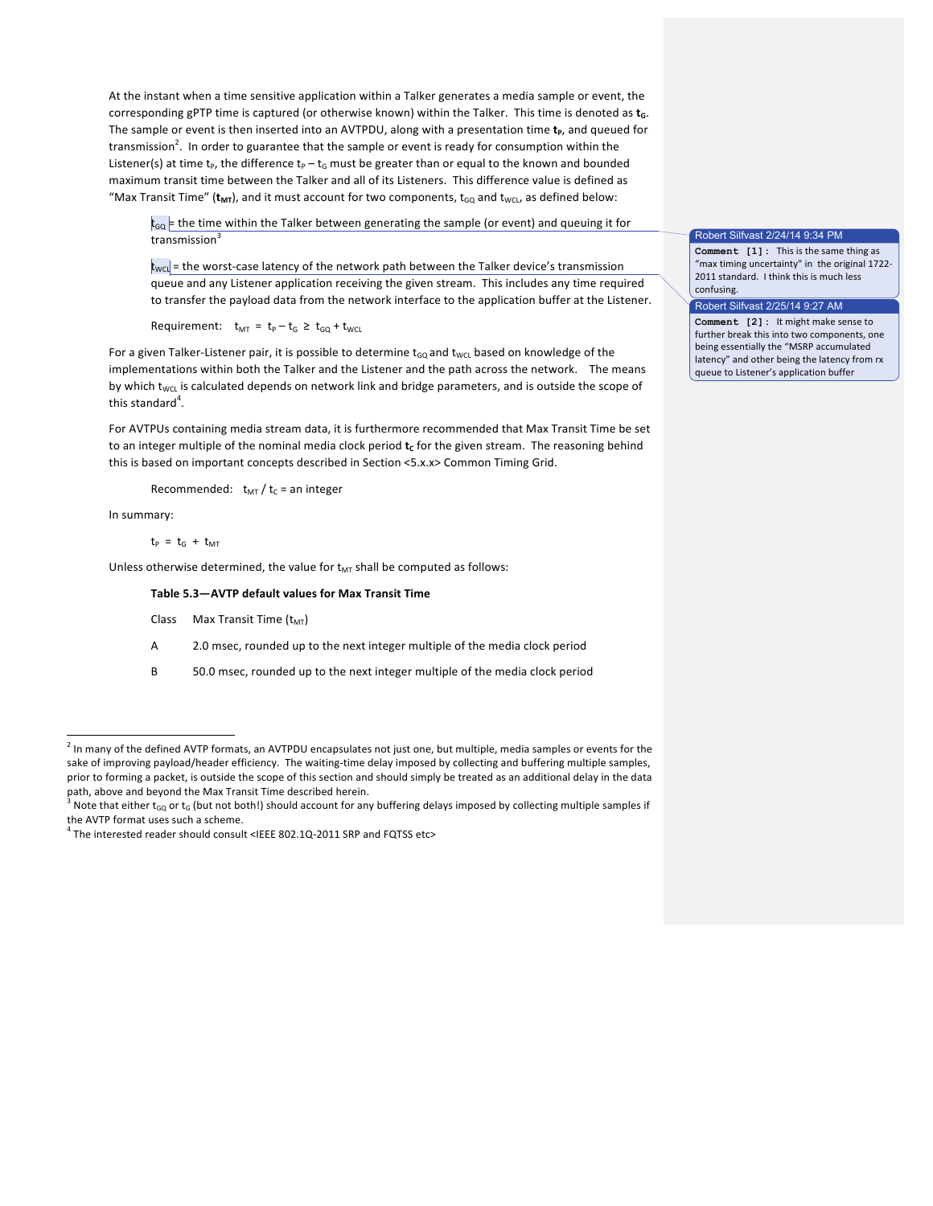At the instant when a time sensitive application within a Talker generates a media sample or event, the corresponding gPTP time is captured (or otherwise known) within the Talker. This time is denoted as $\mathbf{t_G}$. The sample or event is then inserted into an AVTPDU, along with a presentation time $\mathbf{t_P}$, and queued for transmission[2]. In order to guarantee that the sample or event is ready for consumption within the Listener(s) at time $t_P$, the difference $t_P - t_G$ must be greater than or equal to the known and bounded maximum transit time between the Talker and all of its Listeners. This difference value is defined as "Max Transit Time" ($\mathbf{t_{MT}}$), and it must account for two components, $t_{GQ}$ and $t_{WCL}$, as defined below:

> $t_{GQ}$ = the time within the Talker between generating the sample (or event) and queuing it for transmission[3]
>
> $t_{WCL}$ = the worst-case latency of the network path between the Talker device's transmission queue and any Listener application receiving the given stream. This includes any time required to transfer the payload data from the network interface to the application buffer at the Listener.
>
> Requirement: $t_{MT} = t_P - t_G \geq t_{GQ} + t_{WCL}$

For a given Talker-Listener pair, it is possible to determine $t_{GQ}$ and $t_{WCL}$ based on knowledge of the implementations within both the Talker and the Listener and the path across the network. The means by which $t_{WCL}$ is calculated depends on network link and bridge parameters, and is outside the scope of this standard[4].

For AVTPUs containing media stream data, it is furthermore recommended that Max Transit Time be set to an integer multiple of the nominal media clock period $\mathbf{t_C}$ for the given stream. The reasoning behind this is based on important concepts described in Section <5.x.x> Common Timing Grid.

> Recommended: $t_{MT} / t_C$ = an integer

In summary:

$$t_P = t_G + t_{MT}$$

Unless otherwise determined, the value for $t_{MT}$ shall be computed as follows:

**Table 5.3—AVTP default values for Max Transit Time**

| Class | Max Transit Time ($t_{MT}$) |
|---|---|
| A | 2.0 msec, rounded up to the next integer multiple of the media clock period |
| B | 50.0 msec, rounded up to the next integer multiple of the media clock period |

---

[2] In many of the defined AVTP formats, an AVTPDU encapsulates not just one, but multiple, media samples or events for the sake of improving payload/header efficiency. The waiting-time delay imposed by collecting and buffering multiple samples, prior to forming a packet, is outside the scope of this section and should simply be treated as an additional delay in the data path, above and beyond the Max Transit Time described herein.

[3] Note that either $t_{GQ}$ or $t_G$ (but not both!) should account for any buffering delays imposed by collecting multiple samples if the AVTP format uses such a scheme.

[4] The interested reader should consult <IEEE 802.1Q-2011 SRP and FQTSS etc>

---

**Robert Silfvast 2/24/14 9:34 PM**
**Comment [1]:** This is the same thing as "max timing uncertainty" in the original 1722-2011 standard. I think this is much less confusing.

**Robert Silfvast 2/25/14 9:27 AM**
**Comment [2]:** It might make sense to further break this into two components, one being essentially the "MSRP accumulated latency" and other being the latency from rx queue to Listener's application buffer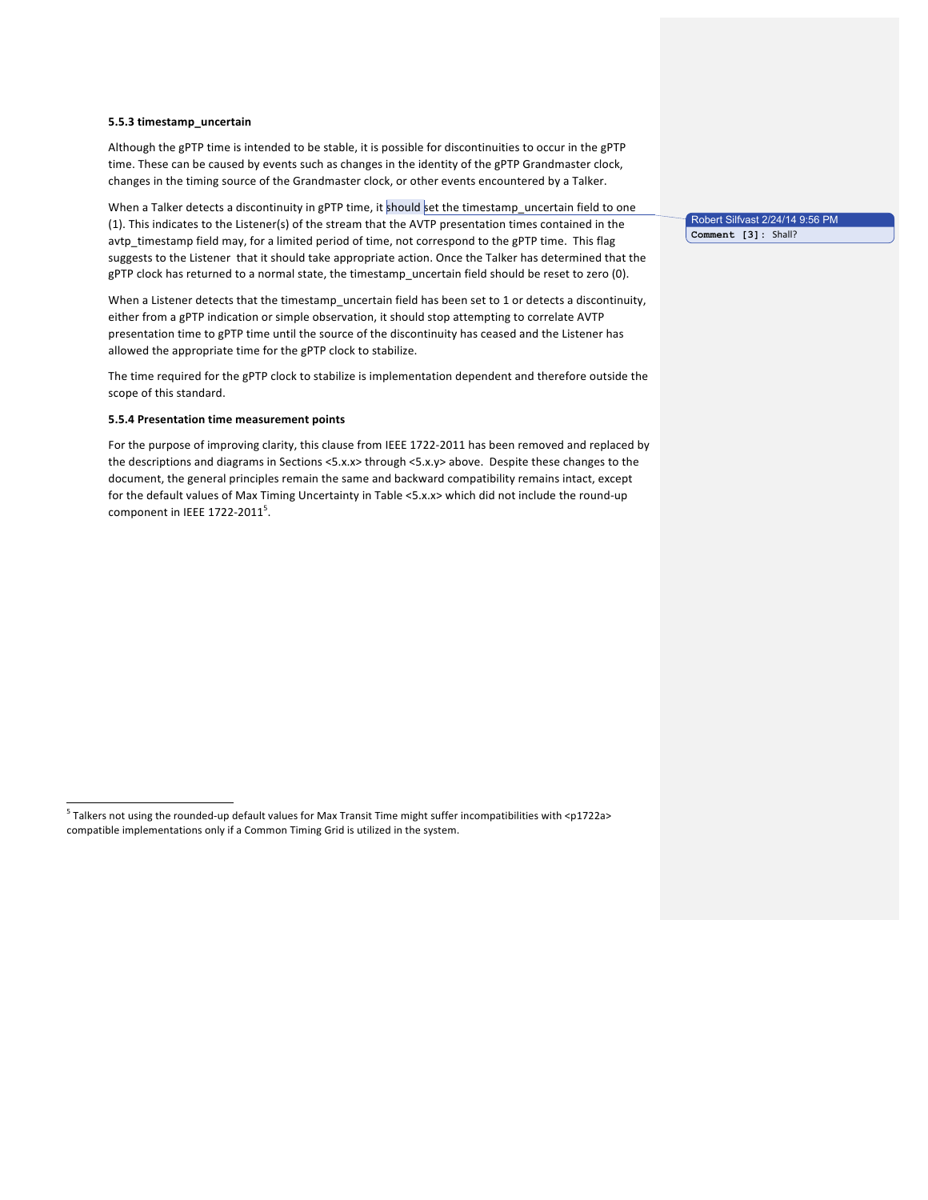### 5.5.3 timestamp_uncertain

Although the gPTP time is intended to be stable, it is possible for discontinuities to occur in the gPTP time. These can be caused by events such as changes in the identity of the gPTP Grandmaster clock, changes in the timing source of the Grandmaster clock, or other events encountered by a Talker.

When a Talker detects a discontinuity in gPTP time, it should set the timestamp_uncertain field to one (1). This indicates to the Listener(s) of the stream that the AVTP presentation times contained in the avtp_timestamp field may, for a limited period of time, not correspond to the gPTP time. This flag suggests to the Listener that it should take appropriate action. Once the Talker has determined that the gPTP clock has returned to a normal state, the timestamp_uncertain field should be reset to zero (0).

Robert Silfvast 2/24/14 9:56 PM
Comment [3]: Shall?

When a Listener detects that the timestamp_uncertain field has been set to 1 or detects a discontinuity, either from a gPTP indication or simple observation, it should stop attempting to correlate AVTP presentation time to gPTP time until the source of the discontinuity has ceased and the Listener has allowed the appropriate time for the gPTP clock to stabilize.

The time required for the gPTP clock to stabilize is implementation dependent and therefore outside the scope of this standard.

### 5.5.4 Presentation time measurement points

For the purpose of improving clarity, this clause from IEEE 1722-2011 has been removed and replaced by the descriptions and diagrams in Sections <5.x.x> through <5.x.y> above. Despite these changes to the document, the general principles remain the same and backward compatibility remains intact, except for the default values of Max Timing Uncertainty in Table <5.x.x> which did not include the round-up component in IEEE 1722-2011[5].

[5] Talkers not using the rounded-up default values for Max Transit Time might suffer incompatibilities with <p1722a> compatible implementations only if a Common Timing Grid is utilized in the system.